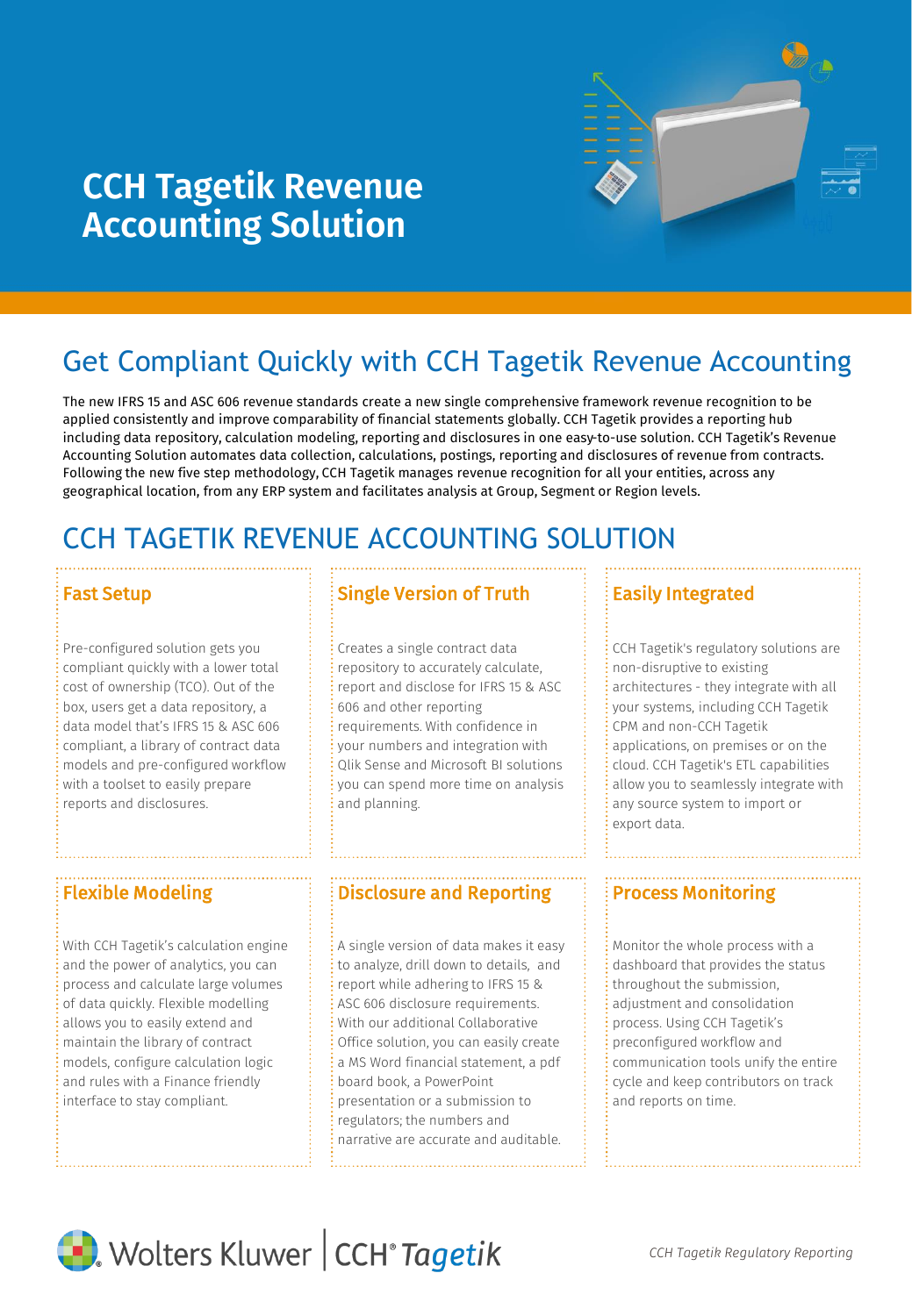# CCH Tagetik Revenue Accounting Solution

## Get Compliant Quickly with CCH Tagetik Revenue Accounting

The new IFRS 15 and ASC 606 revenue standards create a new single comprehensive framework revenue recognition to be applied consistently and improve comparability of financial statements globally. CCH Tagetik provides a reporting hub including data repository, calculation modeling, reporting and disclosures in one easy-to-use solution. CCH Tagetik's Revenue Accounting Solution automates data collection, calculations, postings, reporting and disclosures of revenue from contracts. Following the new five step methodology, CCH Tagetik manages revenue recognition for all your entities, across any geographical location, from any ERP system and facilitates analysis at Group, Segment or Region levels.

## CCH TAGETIK REVENUE ACCOUNTING SOLUTION

### Fast Setup

Pre-configured solution gets you compliant quickly with a lower total cost of ownership (TCO). Out of the box, users get a data repository, a data model that's IFRS 15 & ASC 606 compliant, a library of contract data models and pre-configured workflow with a toolset to easily prepare reports and disclosures.

### Single Version of Truth

Creates a single contract data repository to accurately calculate, report and disclose for IFRS 15 & ASC 606 and other reporting requirements. With confidence in your numbers and integration with Qlik Sense and Microsoft BI solutions you can spend more time on analysis and planning.

### Easily Integrated

CCH Tagetik's regulatory solutions are non-disruptive to existing architectures - they integrate with all your systems, including CCH Tagetik CPM and non-CCH Tagetik applications, on premises or on the cloud. CCH Tagetik's ETL capabilities allow you to seamlessly integrate with any source system to import or export data.

### Flexible Modeling

With CCH Tagetik's calculation engine and the power of analytics, you can process and calculate large volumes of data quickly. Flexible modelling allows you to easily extend and maintain the library of contract models, configure calculation logic and rules with a Finance friendly interface to stay compliant.

### Disclosure and Reporting

A single version of data makes it easy to analyze, drill down to details, and report while adhering to IFRS 15 & ASC 606 disclosure requirements. With our additional Collaborative Office solution, you can easily create a MS Word financial statement, a pdf board book, a PowerPoint presentation or a submission to regulators; the numbers and narrative are accurate and auditable.

### Process Monitoring

Monitor the whole process with a dashboard that provides the status throughout the submission, adjustment and consolidation process. Using CCH Tagetik's preconfigured workflow and communication tools unify the entire cycle and keep contributors on track and reports on time.

Wolters Kluwer | CCH® Tagetik

*CCH Tagetik Regulatory Reporting*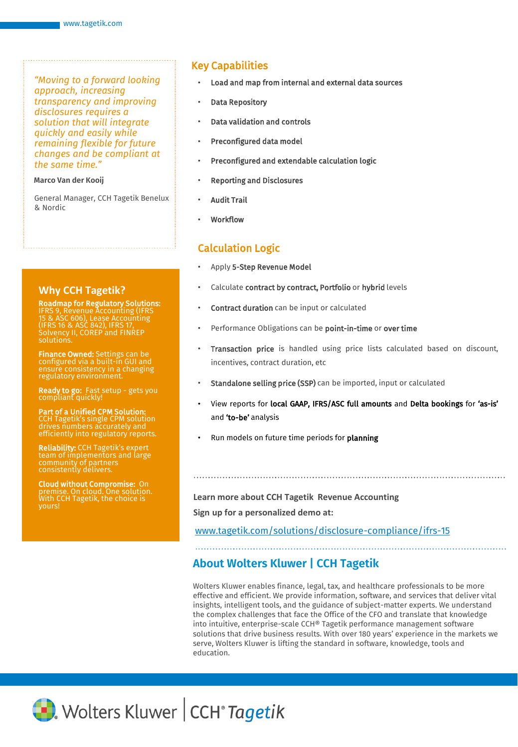> *"Moving to a forward looking approach, increasing transparency and improving disclosures requires a solution that will integrate quickly and easily while remaining flexible for future changes and be compliant at the same time."*
>
> **Marco Van der Kooij**
>
> General Manager, CCH Tagetik Benelux & Nordic

## Why CCH Tagetik?

**Roadmap for Regulatory Solutions:** IFRS 9, Revenue Accounting (IFRS 15 & ASC 606), Lease Accounting (IFRS 16 & ASC 842), IFRS 17, Solvency II, COREP and FINREP solutions.

**Finance Owned:** Settings can be configured via a built-in GUI and ensure consistency in a changing regulatory environment.

**Ready to go:** Fast setup - gets you compliant quickly!

**Part of a Unified CPM Solution:** CCH Tagetik's single CPM solution drives numbers accurately and efficiently into regulatory reports.

**Reliability:** CCH Tagetik's expert team of implementors and large community of partners consistently delivers.

**Cloud without Compromise:** On premise. On cloud. One solution. With CCH Tagetik, the choice is yours!

## Key Capabilities

- **Load and map from internal and external data sources**
- **Data Repository**
- **Data validation and controls**
- **Preconfigured data model**
- **Preconfigured and extendable calculation logic**
- **Reporting and Disclosures**
- **Audit Trail**
- **Workflow**

## Calculation Logic

- Apply **5-Step Revenue Model**
- Calculate **contract by contract, Portfolio** or **hybrid** levels
- **Contract duration** can be input or calculated
- Performance Obligations can be **point-in-time** or **over time**
- **Transaction price** is handled using price lists calculated based on discount, incentives, contract duration, etc
- **Standalone selling price (SSP)** can be imported, input or calculated
- View reports for **local GAAP, IFRS/ASC full amounts** and **Delta bookings** for **'as-is'** and **'to-be'** analysis
- Run models on future time periods for **planning**

---

**Learn more about CCH Tagetik Revenue Accounting**

**Sign up for a personalized demo at:**

www.tagetik.com/solutions/disclosure-compliance/ifrs-15

---

## About Wolters Kluwer | CCH Tagetik

Wolters Kluwer enables finance, legal, tax, and healthcare professionals to be more effective and efficient. We provide information, software, and services that deliver vital insights, intelligent tools, and the guidance of subject-matter experts. We understand the complex challenges that face the Office of the CFO and translate that knowledge into intuitive, enterprise-scale CCH® Tagetik performance management software solutions that drive business results. With over 180 years' experience in the markets we serve, Wolters Kluwer is lifting the standard in software, knowledge, tools and education.

Wolters Kluwer | CCH® Tagetik